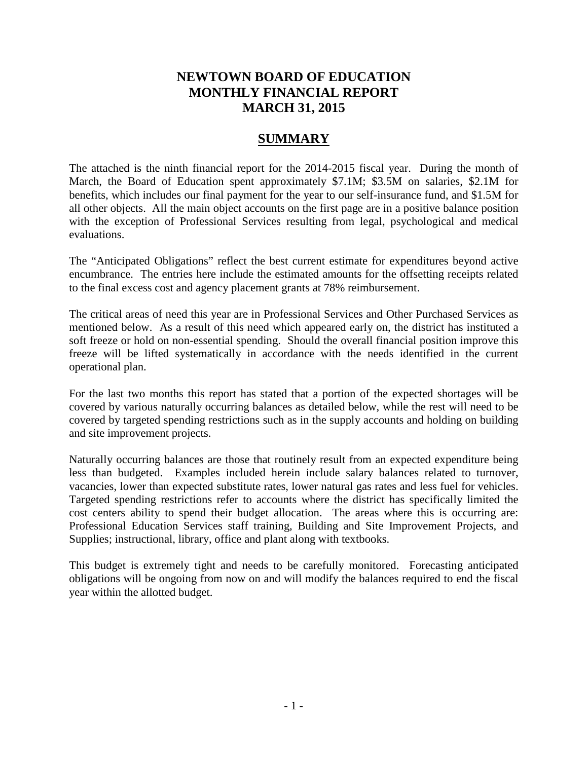# NEWTOWN BOARD OF EDUCATION
# MONTHLY FINANCIAL REPORT
# MARCH 31, 2015

## SUMMARY

The attached is the ninth financial report for the 2014-2015 fiscal year. During the month of March, the Board of Education spent approximately $7.1M; $3.5M on salaries, $2.1M for benefits, which includes our final payment for the year to our self-insurance fund, and $1.5M for all other objects. All the main object accounts on the first page are in a positive balance position with the exception of Professional Services resulting from legal, psychological and medical evaluations.

The "Anticipated Obligations" reflect the best current estimate for expenditures beyond active encumbrance. The entries here include the estimated amounts for the offsetting receipts related to the final excess cost and agency placement grants at 78% reimbursement.

The critical areas of need this year are in Professional Services and Other Purchased Services as mentioned below. As a result of this need which appeared early on, the district has instituted a soft freeze or hold on non-essential spending. Should the overall financial position improve this freeze will be lifted systematically in accordance with the needs identified in the current operational plan.

For the last two months this report has stated that a portion of the expected shortages will be covered by various naturally occurring balances as detailed below, while the rest will need to be covered by targeted spending restrictions such as in the supply accounts and holding on building and site improvement projects.

Naturally occurring balances are those that routinely result from an expected expenditure being less than budgeted. Examples included herein include salary balances related to turnover, vacancies, lower than expected substitute rates, lower natural gas rates and less fuel for vehicles. Targeted spending restrictions refer to accounts where the district has specifically limited the cost centers ability to spend their budget allocation. The areas where this is occurring are: Professional Education Services staff training, Building and Site Improvement Projects, and Supplies; instructional, library, office and plant along with textbooks.

This budget is extremely tight and needs to be carefully monitored. Forecasting anticipated obligations will be ongoing from now on and will modify the balances required to end the fiscal year within the allotted budget.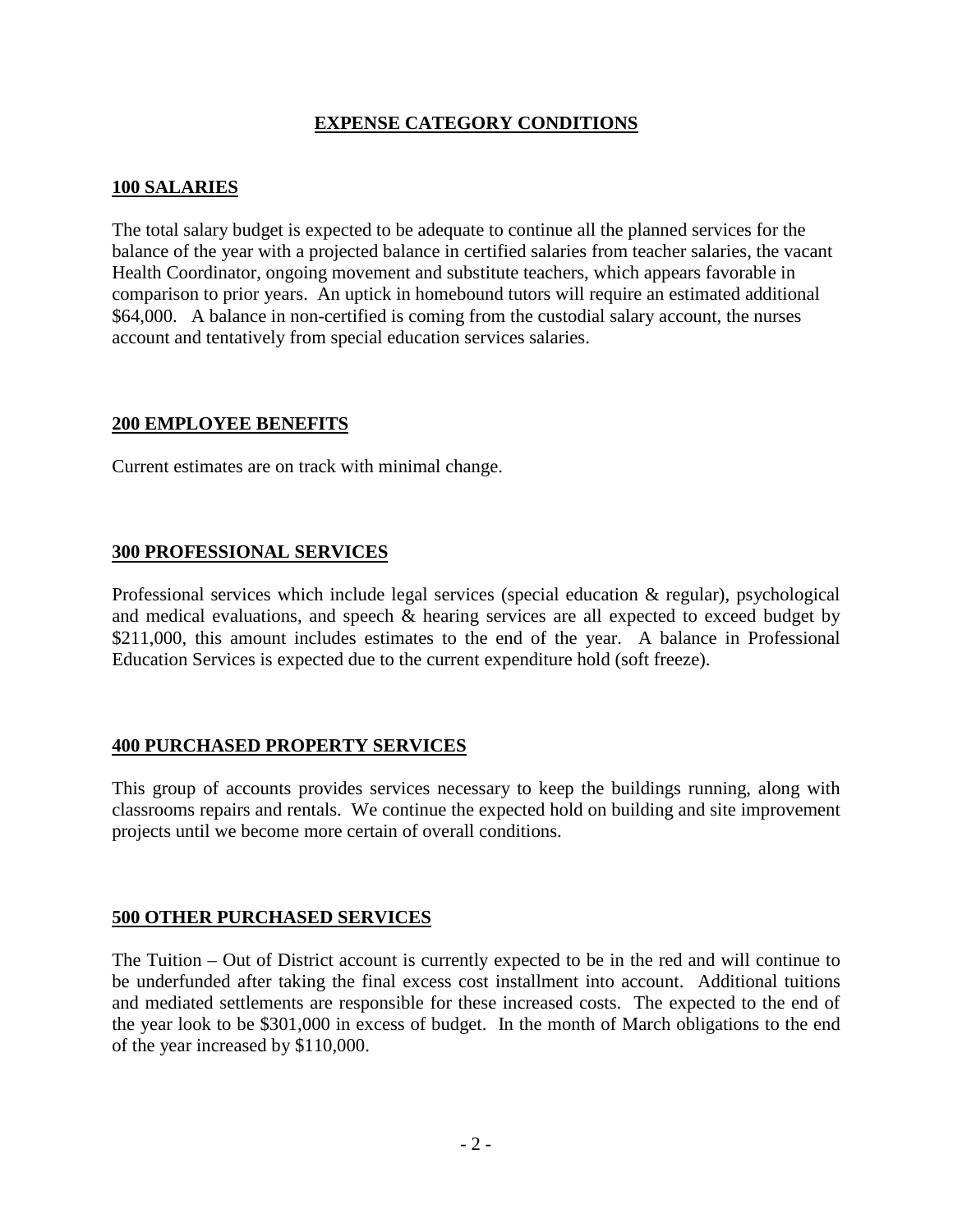# EXPENSE CATEGORY CONDITIONS

## 100 SALARIES

The total salary budget is expected to be adequate to continue all the planned services for the balance of the year with a projected balance in certified salaries from teacher salaries, the vacant Health Coordinator, ongoing movement and substitute teachers, which appears favorable in comparison to prior years. An uptick in homebound tutors will require an estimated additional $64,000. A balance in non-certified is coming from the custodial salary account, the nurses account and tentatively from special education services salaries.

## 200 EMPLOYEE BENEFITS

Current estimates are on track with minimal change.

## 300 PROFESSIONAL SERVICES

Professional services which include legal services (special education & regular), psychological and medical evaluations, and speech & hearing services are all expected to exceed budget by $211,000, this amount includes estimates to the end of the year. A balance in Professional Education Services is expected due to the current expenditure hold (soft freeze).

## 400 PURCHASED PROPERTY SERVICES

This group of accounts provides services necessary to keep the buildings running, along with classrooms repairs and rentals. We continue the expected hold on building and site improvement projects until we become more certain of overall conditions.

## 500 OTHER PURCHASED SERVICES

The Tuition – Out of District account is currently expected to be in the red and will continue to be underfunded after taking the final excess cost installment into account. Additional tuitions and mediated settlements are responsible for these increased costs. The expected to the end of the year look to be $301,000 in excess of budget. In the month of March obligations to the end of the year increased by $110,000.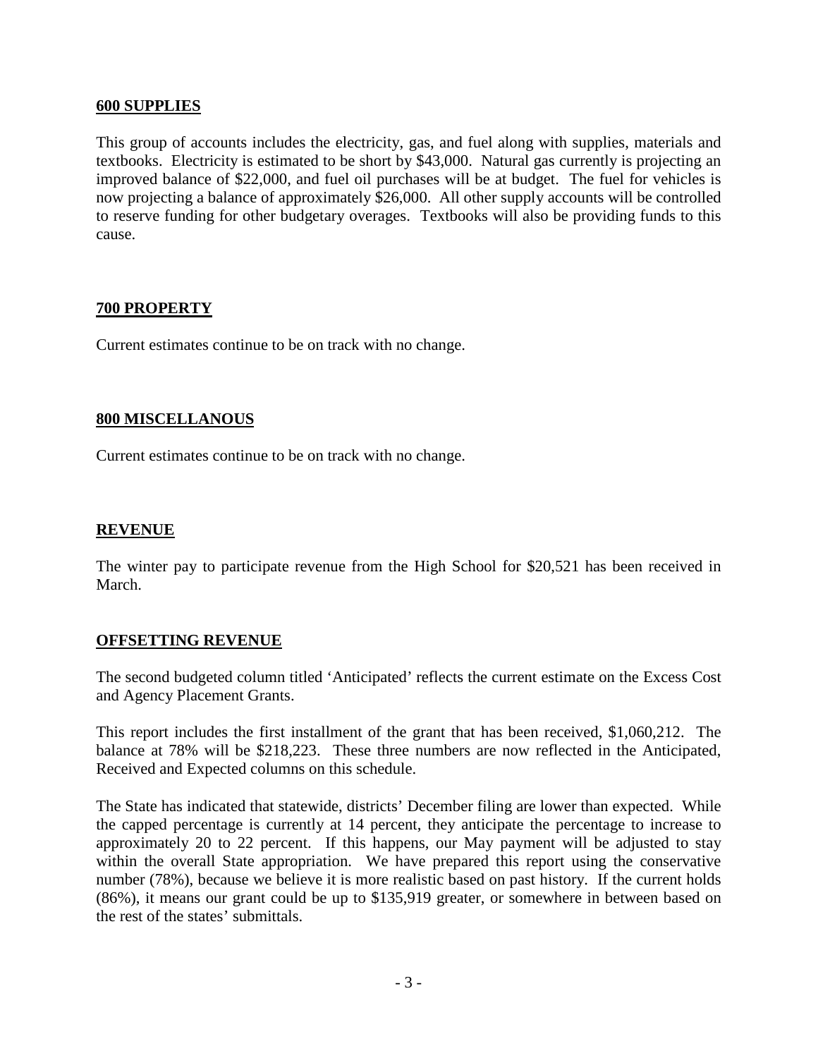## 600 SUPPLIES

This group of accounts includes the electricity, gas, and fuel along with supplies, materials and textbooks. Electricity is estimated to be short by $43,000. Natural gas currently is projecting an improved balance of $22,000, and fuel oil purchases will be at budget. The fuel for vehicles is now projecting a balance of approximately $26,000. All other supply accounts will be controlled to reserve funding for other budgetary overages. Textbooks will also be providing funds to this cause.

## 700 PROPERTY

Current estimates continue to be on track with no change.

## 800 MISCELLANOUS

Current estimates continue to be on track with no change.

## REVENUE

The winter pay to participate revenue from the High School for $20,521 has been received in March.

## OFFSETTING REVENUE

The second budgeted column titled 'Anticipated' reflects the current estimate on the Excess Cost and Agency Placement Grants.

This report includes the first installment of the grant that has been received, $1,060,212. The balance at 78% will be $218,223. These three numbers are now reflected in the Anticipated, Received and Expected columns on this schedule.

The State has indicated that statewide, districts' December filing are lower than expected. While the capped percentage is currently at 14 percent, they anticipate the percentage to increase to approximately 20 to 22 percent. If this happens, our May payment will be adjusted to stay within the overall State appropriation. We have prepared this report using the conservative number (78%), because we believe it is more realistic based on past history. If the current holds (86%), it means our grant could be up to $135,919 greater, or somewhere in between based on the rest of the states' submittals.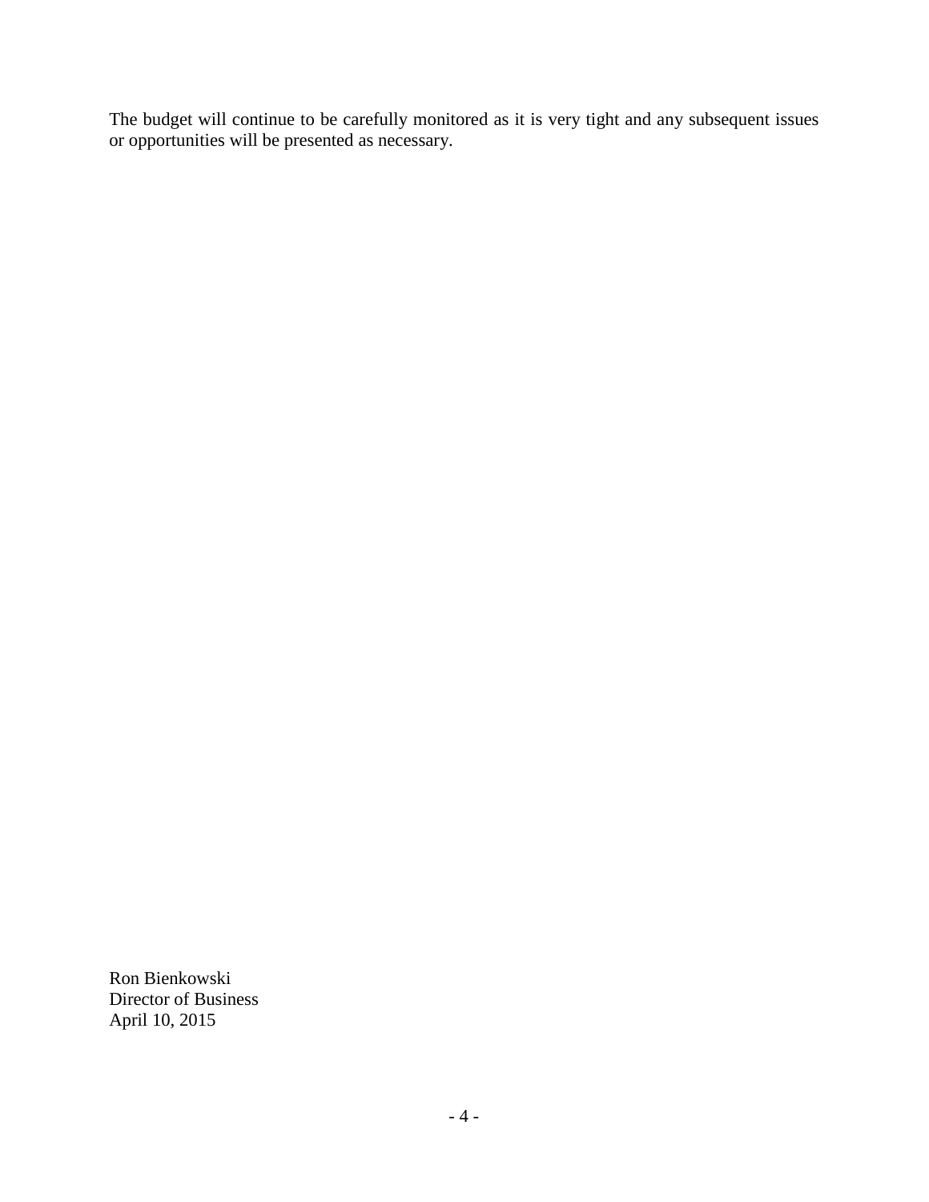The budget will continue to be carefully monitored as it is very tight and any subsequent issues or opportunities will be presented as necessary.

Ron Bienkowski
Director of Business
April 10, 2015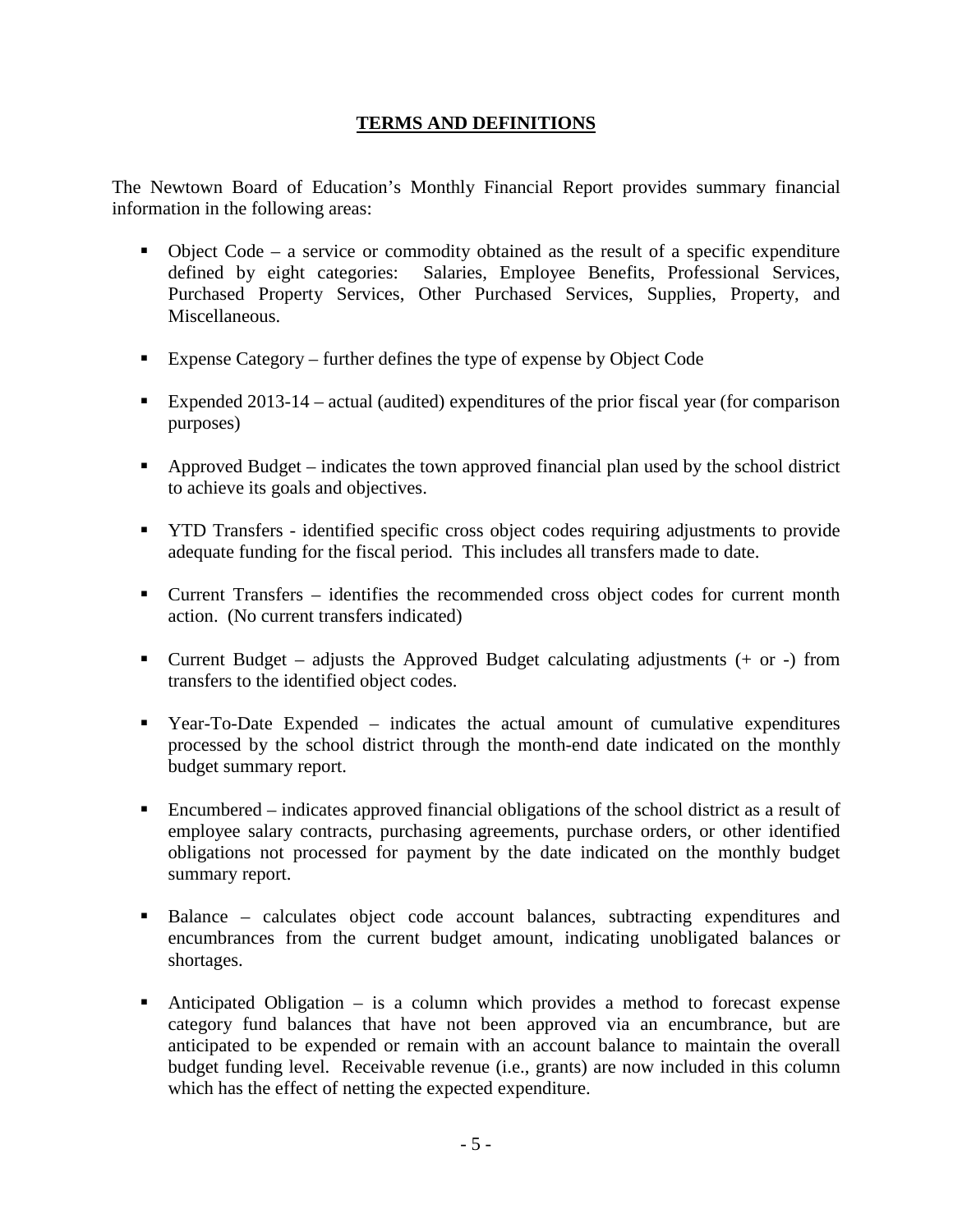# TERMS AND DEFINITIONS

The Newtown Board of Education's Monthly Financial Report provides summary financial information in the following areas:

- Object Code – a service or commodity obtained as the result of a specific expenditure defined by eight categories: Salaries, Employee Benefits, Professional Services, Purchased Property Services, Other Purchased Services, Supplies, Property, and Miscellaneous.
- Expense Category – further defines the type of expense by Object Code
- Expended 2013-14 – actual (audited) expenditures of the prior fiscal year (for comparison purposes)
- Approved Budget – indicates the town approved financial plan used by the school district to achieve its goals and objectives.
- YTD Transfers - identified specific cross object codes requiring adjustments to provide adequate funding for the fiscal period. This includes all transfers made to date.
- Current Transfers – identifies the recommended cross object codes for current month action. (No current transfers indicated)
- Current Budget – adjusts the Approved Budget calculating adjustments (+ or -) from transfers to the identified object codes.
- Year-To-Date Expended – indicates the actual amount of cumulative expenditures processed by the school district through the month-end date indicated on the monthly budget summary report.
- Encumbered – indicates approved financial obligations of the school district as a result of employee salary contracts, purchasing agreements, purchase orders, or other identified obligations not processed for payment by the date indicated on the monthly budget summary report.
- Balance – calculates object code account balances, subtracting expenditures and encumbrances from the current budget amount, indicating unobligated balances or shortages.
- Anticipated Obligation – is a column which provides a method to forecast expense category fund balances that have not been approved via an encumbrance, but are anticipated to be expended or remain with an account balance to maintain the overall budget funding level. Receivable revenue (i.e., grants) are now included in this column which has the effect of netting the expected expenditure.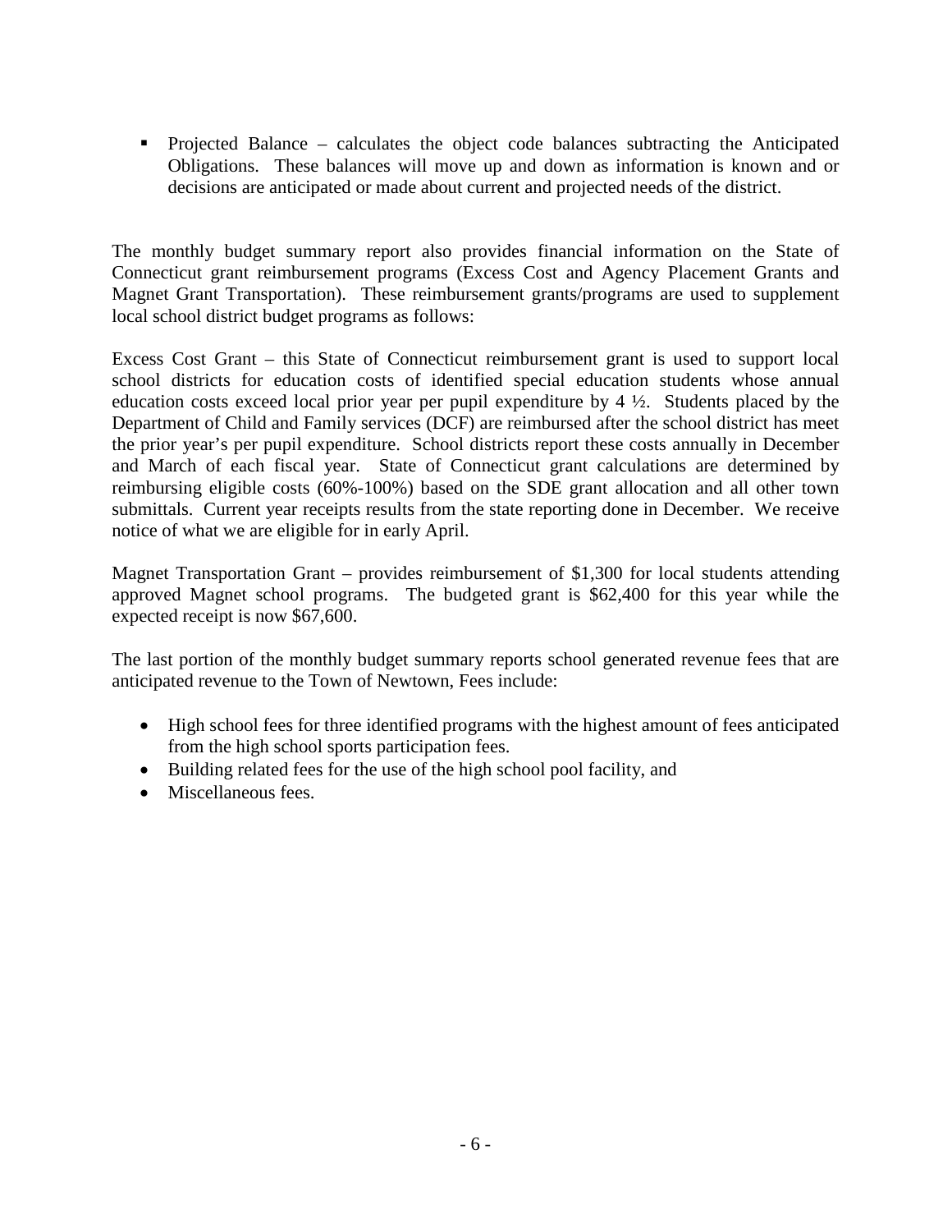- Projected Balance – calculates the object code balances subtracting the Anticipated Obligations. These balances will move up and down as information is known and or decisions are anticipated or made about current and projected needs of the district.

The monthly budget summary report also provides financial information on the State of Connecticut grant reimbursement programs (Excess Cost and Agency Placement Grants and Magnet Grant Transportation). These reimbursement grants/programs are used to supplement local school district budget programs as follows:

Excess Cost Grant – this State of Connecticut reimbursement grant is used to support local school districts for education costs of identified special education students whose annual education costs exceed local prior year per pupil expenditure by 4 ½. Students placed by the Department of Child and Family services (DCF) are reimbursed after the school district has meet the prior year's per pupil expenditure. School districts report these costs annually in December and March of each fiscal year. State of Connecticut grant calculations are determined by reimbursing eligible costs (60%-100%) based on the SDE grant allocation and all other town submittals. Current year receipts results from the state reporting done in December. We receive notice of what we are eligible for in early April.

Magnet Transportation Grant – provides reimbursement of $1,300 for local students attending approved Magnet school programs. The budgeted grant is $62,400 for this year while the expected receipt is now $67,600.

The last portion of the monthly budget summary reports school generated revenue fees that are anticipated revenue to the Town of Newtown, Fees include:

- High school fees for three identified programs with the highest amount of fees anticipated from the high school sports participation fees.
- Building related fees for the use of the high school pool facility, and
- Miscellaneous fees.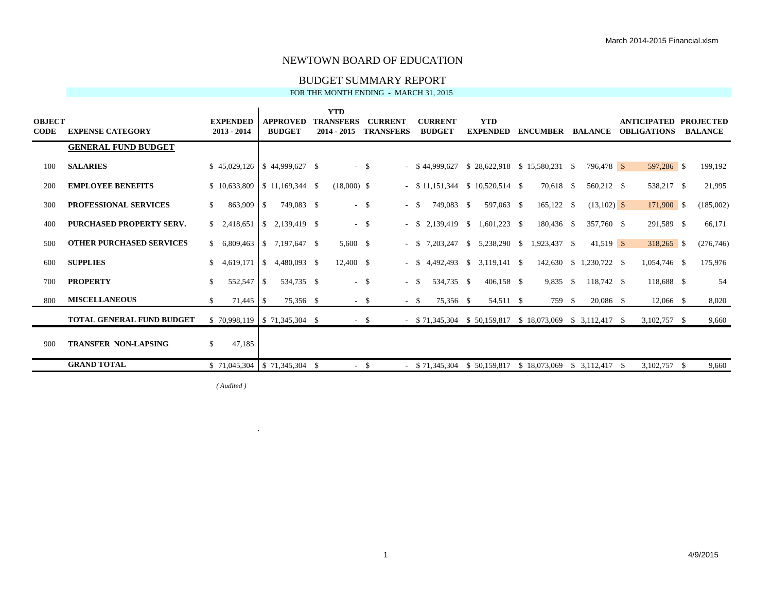March 2014-2015 Financial.xlsm

# NEWTOWN BOARD OF EDUCATION

## BUDGET SUMMARY REPORT

FOR THE MONTH ENDING - MARCH 31, 2015

| OBJECT CODE | EXPENSE CATEGORY | EXPENDED 2013 - 2014 | APPROVED BUDGET | YTD TRANSFERS 2014 - 2015 | CURRENT TRANSFERS | CURRENT BUDGET | YTD EXPENDED | ENCUMBER | BALANCE | ANTICIPATED OBLIGATIONS | PROJECTED BALANCE |
|---|---|---|---|---|---|---|---|---|---|---|---|
| | **GENERAL FUND BUDGET** | | | | | | | | | | |
| 100 | **SALARIES** | $ 45,029,126 | $ 44,999,627 | $ - | $ - | $ 44,999,627 | $ 28,622,918 | $ 15,580,231 | $ 796,478 | $ 597,286 | $ 199,192 |
| 200 | **EMPLOYEE BENEFITS** | $ 10,633,809 | $ 11,169,344 | $ (18,000) | $ - | $ 11,151,344 | $ 10,520,514 | $ 70,618 | $ 560,212 | $ 538,217 | $ 21,995 |
| 300 | **PROFESSIONAL SERVICES** | $ 863,909 | $ 749,083 | $ - | $ - | $ 749,083 | $ 597,063 | $ 165,122 | $ (13,102) | $ 171,900 | $ (185,002) |
| 400 | **PURCHASED PROPERTY SERV.** | $ 2,418,651 | $ 2,139,419 | $ - | $ - | $ 2,139,419 | $ 1,601,223 | $ 180,436 | $ 357,760 | $ 291,589 | $ 66,171 |
| 500 | **OTHER PURCHASED SERVICES** | $ 6,809,463 | $ 7,197,647 | $ 5,600 | $ - | $ 7,203,247 | $ 5,238,290 | $ 1,923,437 | $ 41,519 | $ 318,265 | $ (276,746) |
| 600 | **SUPPLIES** | $ 4,619,171 | $ 4,480,093 | $ 12,400 | $ - | $ 4,492,493 | $ 3,119,141 | $ 142,630 | $ 1,230,722 | $ 1,054,746 | $ 175,976 |
| 700 | **PROPERTY** | $ 552,547 | $ 534,735 | $ - | $ - | $ 534,735 | $ 406,158 | $ 9,835 | $ 118,742 | $ 118,688 | $ 54 |
| 800 | **MISCELLANEOUS** | $ 71,445 | $ 75,356 | $ - | $ - | $ 75,356 | $ 54,511 | $ 759 | $ 20,086 | $ 12,066 | $ 8,020 |
| | **TOTAL GENERAL FUND BUDGET** | $ 70,998,119 | $ 71,345,304 | $ - | $ - | $ 71,345,304 | $ 50,159,817 | $ 18,073,069 | $ 3,112,417 | $ 3,102,757 | $ 9,660 |
| 900 | **TRANSFER NON-LAPSING** | $ 47,185 | | | | | | | | | |
| | **GRAND TOTAL** | $ 71,045,304 | $ 71,345,304 | $ - | $ - | $ 71,345,304 | $ 50,159,817 | $ 18,073,069 | $ 3,112,417 | $ 3,102,757 | $ 9,660 |

*( Audited )*

4/9/2015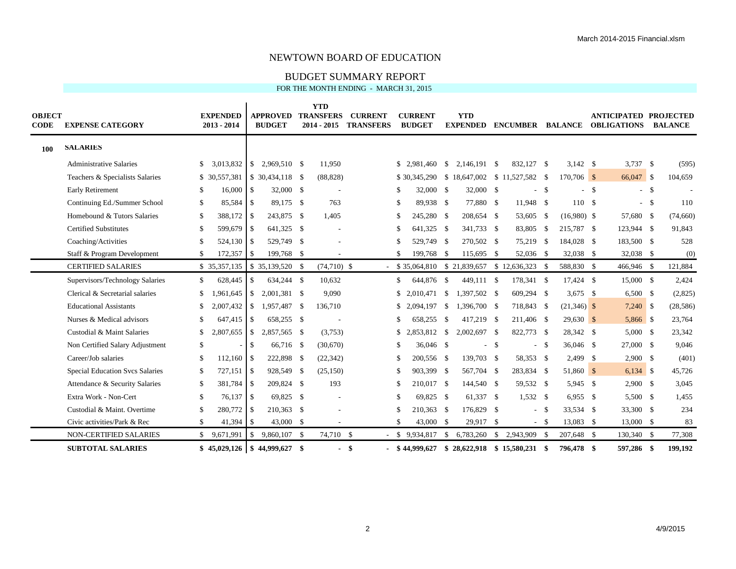# NEWTOWN BOARD OF EDUCATION

## BUDGET SUMMARY REPORT

FOR THE MONTH ENDING - MARCH 31, 2015

| OBJECT CODE | EXPENSE CATEGORY | EXPENDED 2013 - 2014 | APPROVED BUDGET | YTD TRANSFERS 2014 - 2015 | CURRENT TRANSFERS | CURRENT BUDGET | YTD EXPENDED | ENCUMBER | BALANCE | ANTICIPATED OBLIGATIONS | PROJECTED BALANCE |
|---|---|---|---|---|---|---|---|---|---|---|---|
| 100 | **SALARIES** | | | | | | | | | | |
| | Administrative Salaries | $ 3,013,832 | $ 2,969,510 | $ 11,950 | | $ 2,981,460 | $ 2,146,191 | $ 832,127 | $ 3,142 | $ 3,737 | $ (595) |
| | Teachers & Specialists Salaries | $ 30,557,381 | $ 30,434,118 | $ (88,828) | | $ 30,345,290 | $ 18,647,002 | $ 11,527,582 | $ 170,706 | $ 66,047 | $ 104,659 |
| | Early Retirement | $ 16,000 | $ 32,000 | $ - | | $ 32,000 | $ 32,000 | $ - | $ - | $ - | $ - |
| | Continuing Ed./Summer School | $ 85,584 | $ 89,175 | $ 763 | | $ 89,938 | $ 77,880 | $ 11,948 | $ 110 | $ - | $ 110 |
| | Homebound & Tutors Salaries | $ 388,172 | $ 243,875 | $ 1,405 | | $ 245,280 | $ 208,654 | $ 53,605 | $ (16,980) | $ 57,680 | $ (74,660) |
| | Certified Substitutes | $ 599,679 | $ 641,325 | $ - | | $ 641,325 | $ 341,733 | $ 83,805 | $ 215,787 | $ 123,944 | $ 91,843 |
| | Coaching/Activities | $ 524,130 | $ 529,749 | $ - | | $ 529,749 | $ 270,502 | $ 75,219 | $ 184,028 | $ 183,500 | $ 528 |
| | Staff & Program Development | $ 172,357 | $ 199,768 | $ - | | $ 199,768 | $ 115,695 | $ 52,036 | $ 32,038 | $ 32,038 | $ (0) |
| | CERTIFIED SALARIES | $ 35,357,135 | $ 35,139,520 | $ (74,710) | $ - | $ 35,064,810 | $ 21,839,657 | $ 12,636,323 | $ 588,830 | $ 466,946 | $ 121,884 |
| | Supervisors/Technology Salaries | $ 628,445 | $ 634,244 | $ 10,632 | | $ 644,876 | $ 449,111 | $ 178,341 | $ 17,424 | $ 15,000 | $ 2,424 |
| | Clerical & Secretarial salaries | $ 1,961,645 | $ 2,001,381 | $ 9,090 | | $ 2,010,471 | $ 1,397,502 | $ 609,294 | $ 3,675 | $ 6,500 | $ (2,825) |
| | Educational Assistants | $ 2,007,432 | $ 1,957,487 | $ 136,710 | | $ 2,094,197 | $ 1,396,700 | $ 718,843 | $ (21,346) | $ 7,240 | $ (28,586) |
| | Nurses & Medical advisors | $ 647,415 | $ 658,255 | $ - | | $ 658,255 | $ 417,219 | $ 211,406 | $ 29,630 | $ 5,866 | $ 23,764 |
| | Custodial & Maint Salaries | $ 2,807,655 | $ 2,857,565 | $ (3,753) | | $ 2,853,812 | $ 2,002,697 | $ 822,773 | $ 28,342 | $ 5,000 | $ 23,342 |
| | Non Certified Salary Adjustment | $ - | $ 66,716 | $ (30,670) | | $ 36,046 | $ - | $ - | $ 36,046 | $ 27,000 | $ 9,046 |
| | Career/Job salaries | $ 112,160 | $ 222,898 | $ (22,342) | | $ 200,556 | $ 139,703 | $ 58,353 | $ 2,499 | $ 2,900 | $ (401) |
| | Special Education Svcs Salaries | $ 727,151 | $ 928,549 | $ (25,150) | | $ 903,399 | $ 567,704 | $ 283,834 | $ 51,860 | $ 6,134 | $ 45,726 |
| | Attendance & Security Salaries | $ 381,784 | $ 209,824 | $ 193 | | $ 210,017 | $ 144,540 | $ 59,532 | $ 5,945 | $ 2,900 | $ 3,045 |
| | Extra Work - Non-Cert | $ 76,137 | $ 69,825 | $ - | | $ 69,825 | $ 61,337 | $ 1,532 | $ 6,955 | $ 5,500 | $ 1,455 |
| | Custodial & Maint. Overtime | $ 280,772 | $ 210,363 | $ - | | $ 210,363 | $ 176,829 | $ - | $ 33,534 | $ 33,300 | $ 234 |
| | Civic activities/Park & Rec | $ 41,394 | $ 43,000 | $ - | | $ 43,000 | $ 29,917 | $ - | $ 13,083 | $ 13,000 | $ 83 |
| | NON-CERTIFIED SALARIES | $ 9,671,991 | $ 9,860,107 | $ 74,710 | $ - | $ 9,934,817 | $ 6,783,260 | $ 2,943,909 | $ 207,648 | $ 130,340 | $ 77,308 |
| | **SUBTOTAL SALARIES** | **$ 45,029,126** | **$ 44,999,627** | **$ -** | **$ -** | **$ 44,999,627** | **$ 28,622,918** | **$ 15,580,231** | **$ 796,478** | **$ 597,286** | **$ 199,192** |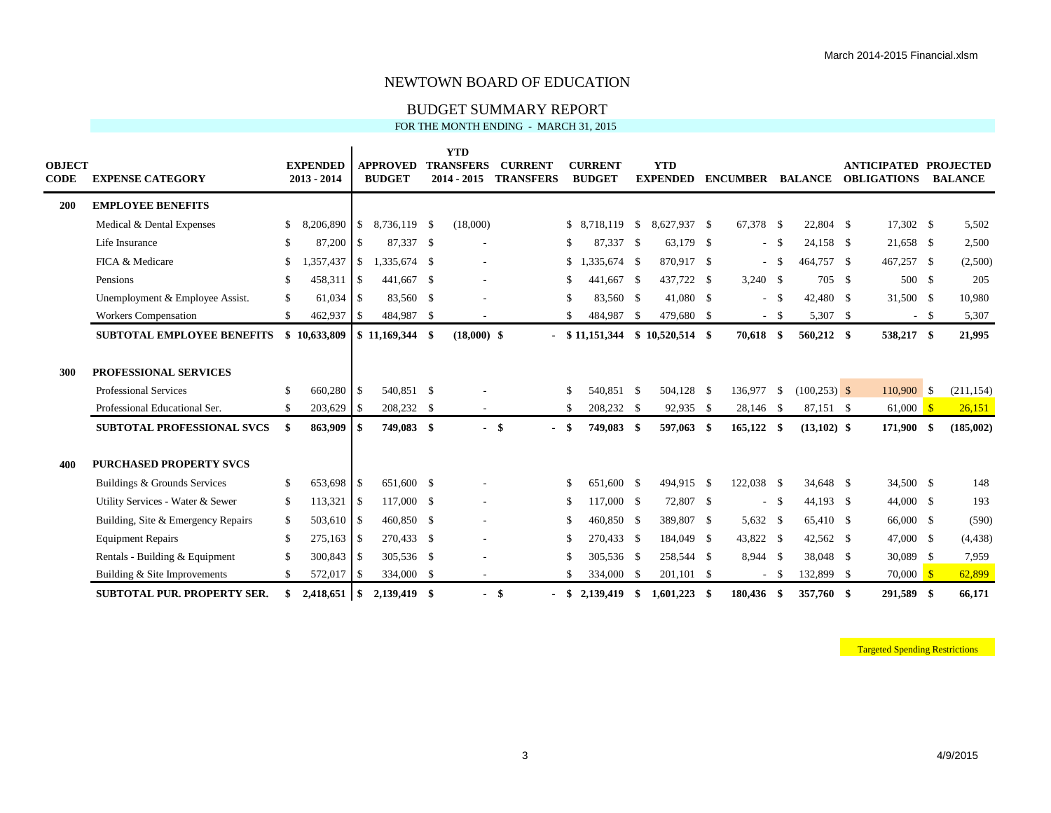# NEWTOWN BOARD OF EDUCATION

## BUDGET SUMMARY REPORT

FOR THE MONTH ENDING - MARCH 31, 2015

| OBJECT CODE | EXPENSE CATEGORY | EXPENDED 2013 - 2014 | APPROVED BUDGET | YTD TRANSFERS 2014 - 2015 | CURRENT TRANSFERS | CURRENT BUDGET | YTD EXPENDED | ENCUMBER | BALANCE | ANTICIPATED OBLIGATIONS | PROJECTED BALANCE |
|---|---|---|---|---|---|---|---|---|---|---|---|
| **200** | **EMPLOYEE BENEFITS** | | | | | | | | | | |
| | Medical & Dental Expenses | $ 8,206,890 | $ 8,736,119 | $ (18,000) | | $ 8,718,119 | $ 8,627,937 | $ 67,378 | $ 22,804 | $ 17,302 | $ 5,502 |
| | Life Insurance | $ 87,200 | $ 87,337 | $ - | | $ 87,337 | $ 63,179 | $ - | $ 24,158 | $ 21,658 | $ 2,500 |
| | FICA & Medicare | $ 1,357,437 | $ 1,335,674 | $ - | | $ 1,335,674 | $ 870,917 | $ - | $ 464,757 | $ 467,257 | $ (2,500) |
| | Pensions | $ 458,311 | $ 441,667 | $ - | | $ 441,667 | $ 437,722 | $ 3,240 | $ 705 | $ 500 | $ 205 |
| | Unemployment & Employee Assist. | $ 61,034 | $ 83,560 | $ - | | $ 83,560 | $ 41,080 | $ - | $ 42,480 | $ 31,500 | $ 10,980 |
| | Workers Compensation | $ 462,937 | $ 484,987 | $ - | | $ 484,987 | $ 479,680 | $ - | $ 5,307 | $ - | $ 5,307 |
| | **SUBTOTAL EMPLOYEE BENEFITS** | **$ 10,633,809** | **$ 11,169,344** | **$ (18,000)** | **$ -** | **$ 11,151,344** | **$ 10,520,514** | **$ 70,618** | **$ 560,212** | **$ 538,217** | **$ 21,995** |
| **300** | **PROFESSIONAL SERVICES** | | | | | | | | | | |
| | Professional Services | $ 660,280 | $ 540,851 | $ - | | $ 540,851 | $ 504,128 | $ 136,977 | $ (100,253) | $ 110,900 | $ (211,154) |
| | Professional Educational Ser. | $ 203,629 | $ 208,232 | $ - | | $ 208,232 | $ 92,935 | $ 28,146 | $ 87,151 | $ 61,000 | $ 26,151 |
| | **SUBTOTAL PROFESSIONAL SVCS** | **$ 863,909** | **$ 749,083** | **$ -** | **$ -** | **$ 749,083** | **$ 597,063** | **$ 165,122** | **$ (13,102)** | **$ 171,900** | **$ (185,002)** |
| **400** | **PURCHASED PROPERTY SVCS** | | | | | | | | | | |
| | Buildings & Grounds Services | $ 653,698 | $ 651,600 | $ - | | $ 651,600 | $ 494,915 | $ 122,038 | $ 34,648 | $ 34,500 | $ 148 |
| | Utility Services - Water & Sewer | $ 113,321 | $ 117,000 | $ - | | $ 117,000 | $ 72,807 | $ - | $ 44,193 | $ 44,000 | $ 193 |
| | Building, Site & Emergency Repairs | $ 503,610 | $ 460,850 | $ - | | $ 460,850 | $ 389,807 | $ 5,632 | $ 65,410 | $ 66,000 | $ (590) |
| | Equipment Repairs | $ 275,163 | $ 270,433 | $ - | | $ 270,433 | $ 184,049 | $ 43,822 | $ 42,562 | $ 47,000 | $ (4,438) |
| | Rentals - Building & Equipment | $ 300,843 | $ 305,536 | $ - | | $ 305,536 | $ 258,544 | $ 8,944 | $ 38,048 | $ 30,089 | $ 7,959 |
| | Building & Site Improvements | $ 572,017 | $ 334,000 | $ - | | $ 334,000 | $ 201,101 | $ - | $ 132,899 | $ 70,000 | $ 62,899 |
| | **SUBTOTAL PUR. PROPERTY SER.** | **$ 2,418,651** | **$ 2,139,419** | **$ -** | **$ -** | **$ 2,139,419** | **$ 1,601,223** | **$ 180,436** | **$ 357,760** | **$ 291,589** | **$ 66,171** |

Targeted Spending Restrictions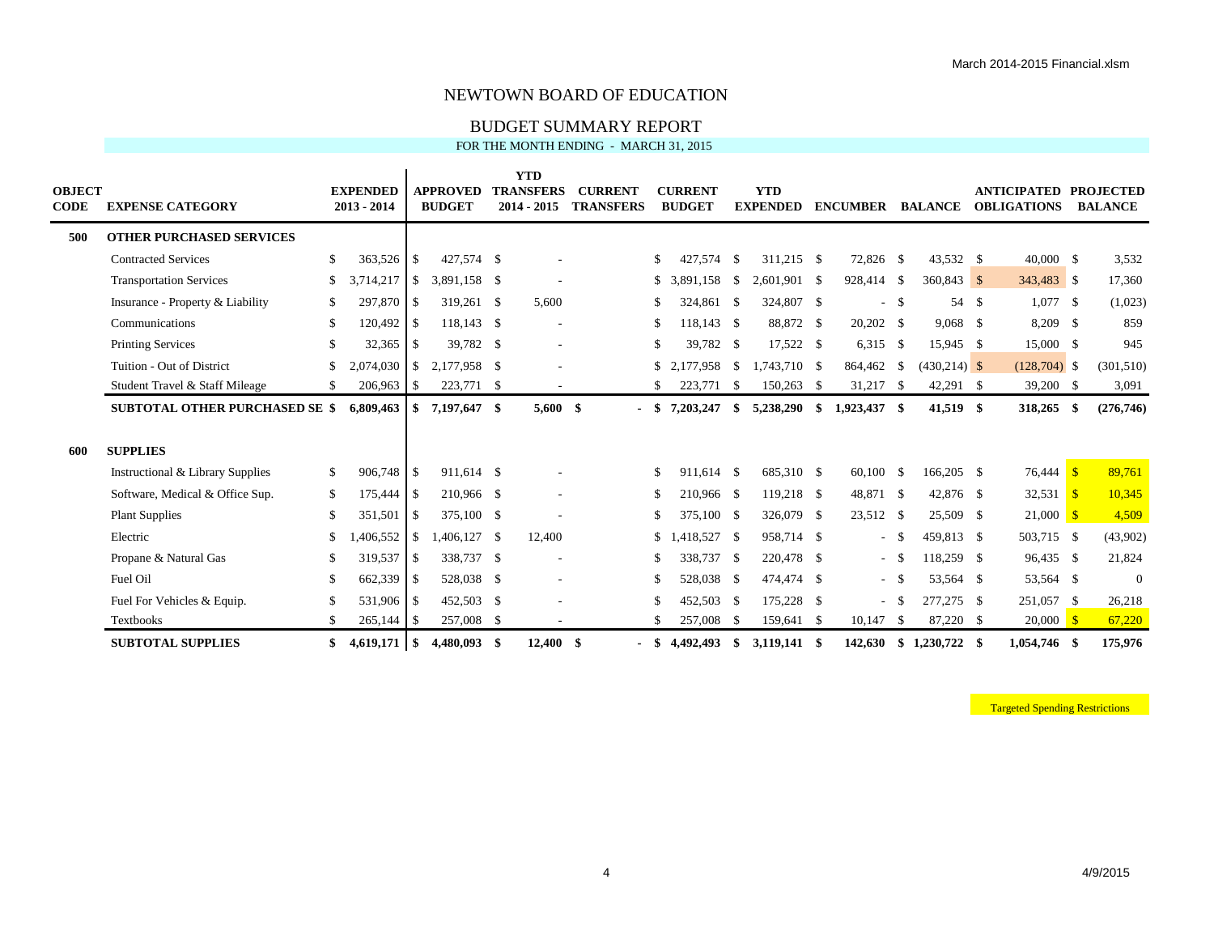# NEWTOWN BOARD OF EDUCATION

## BUDGET SUMMARY REPORT

FOR THE MONTH ENDING - MARCH 31, 2015

| OBJECT CODE | EXPENSE CATEGORY | EXPENDED 2013 - 2014 | APPROVED BUDGET | YTD TRANSFERS 2014 - 2015 | CURRENT TRANSFERS | CURRENT BUDGET | YTD EXPENDED | ENCUMBER | BALANCE | ANTICIPATED OBLIGATIONS | PROJECTED BALANCE |
|---|---|---|---|---|---|---|---|---|---|---|---|
| **500** | **OTHER PURCHASED SERVICES** | | | | | | | | | | |
| | Contracted Services | $ 363,526 | $ 427,574 | $ - | | $ 427,574 | $ 311,215 | $ 72,826 | $ 43,532 | $ 40,000 | $ 3,532 |
| | Transportation Services | $ 3,714,217 | $ 3,891,158 | $ - | | $ 3,891,158 | $ 2,601,901 | $ 928,414 | $ 360,843 | $ 343,483 | $ 17,360 |
| | Insurance - Property & Liability | $ 297,870 | $ 319,261 | $ 5,600 | | $ 324,861 | $ 324,807 | $ - | $ 54 | $ 1,077 | $ (1,023) |
| | Communications | $ 120,492 | $ 118,143 | $ - | | $ 118,143 | $ 88,872 | $ 20,202 | $ 9,068 | $ 8,209 | $ 859 |
| | Printing Services | $ 32,365 | $ 39,782 | $ - | | $ 39,782 | $ 17,522 | $ 6,315 | $ 15,945 | $ 15,000 | $ 945 |
| | Tuition - Out of District | $ 2,074,030 | $ 2,177,958 | $ - | | $ 2,177,958 | $ 1,743,710 | $ 864,462 | $ (430,214) | $ (128,704) | $ (301,510) |
| | Student Travel & Staff Mileage | $ 206,963 | $ 223,771 | $ - | | $ 223,771 | $ 150,263 | $ 31,217 | $ 42,291 | $ 39,200 | $ 3,091 |
| | **SUBTOTAL OTHER PURCHASED SE** | **$ 6,809,463** | **$ 7,197,647** | **$ 5,600** | **$ -** | **$ 7,203,247** | **$ 5,238,290** | **$ 1,923,437** | **$ 41,519** | **$ 318,265** | **$ (276,746)** |
| **600** | **SUPPLIES** | | | | | | | | | | |
| | Instructional & Library Supplies | $ 906,748 | $ 911,614 | $ - | | $ 911,614 | $ 685,310 | $ 60,100 | $ 166,205 | $ 76,444 | $ 89,761 |
| | Software, Medical & Office Sup. | $ 175,444 | $ 210,966 | $ - | | $ 210,966 | $ 119,218 | $ 48,871 | $ 42,876 | $ 32,531 | $ 10,345 |
| | Plant Supplies | $ 351,501 | $ 375,100 | $ - | | $ 375,100 | $ 326,079 | $ 23,512 | $ 25,509 | $ 21,000 | $ 4,509 |
| | Electric | $ 1,406,552 | $ 1,406,127 | $ 12,400 | | $ 1,418,527 | $ 958,714 | $ - | $ 459,813 | $ 503,715 | $ (43,902) |
| | Propane & Natural Gas | $ 319,537 | $ 338,737 | $ - | | $ 338,737 | $ 220,478 | $ - | $ 118,259 | $ 96,435 | $ 21,824 |
| | Fuel Oil | $ 662,339 | $ 528,038 | $ - | | $ 528,038 | $ 474,474 | $ - | $ 53,564 | $ 53,564 | $ 0 |
| | Fuel For Vehicles & Equip. | $ 531,906 | $ 452,503 | $ - | | $ 452,503 | $ 175,228 | $ - | $ 277,275 | $ 251,057 | $ 26,218 |
| | Textbooks | $ 265,144 | $ 257,008 | $ - | | $ 257,008 | $ 159,641 | $ 10,147 | $ 87,220 | $ 20,000 | $ 67,220 |
| | **SUBTOTAL SUPPLIES** | **$ 4,619,171** | **$ 4,480,093** | **$ 12,400** | **$ -** | **$ 4,492,493** | **$ 3,119,141** | **$ 142,630** | **$ 1,230,722** | **$ 1,054,746** | **$ 175,976** |

Targeted Spending Restrictions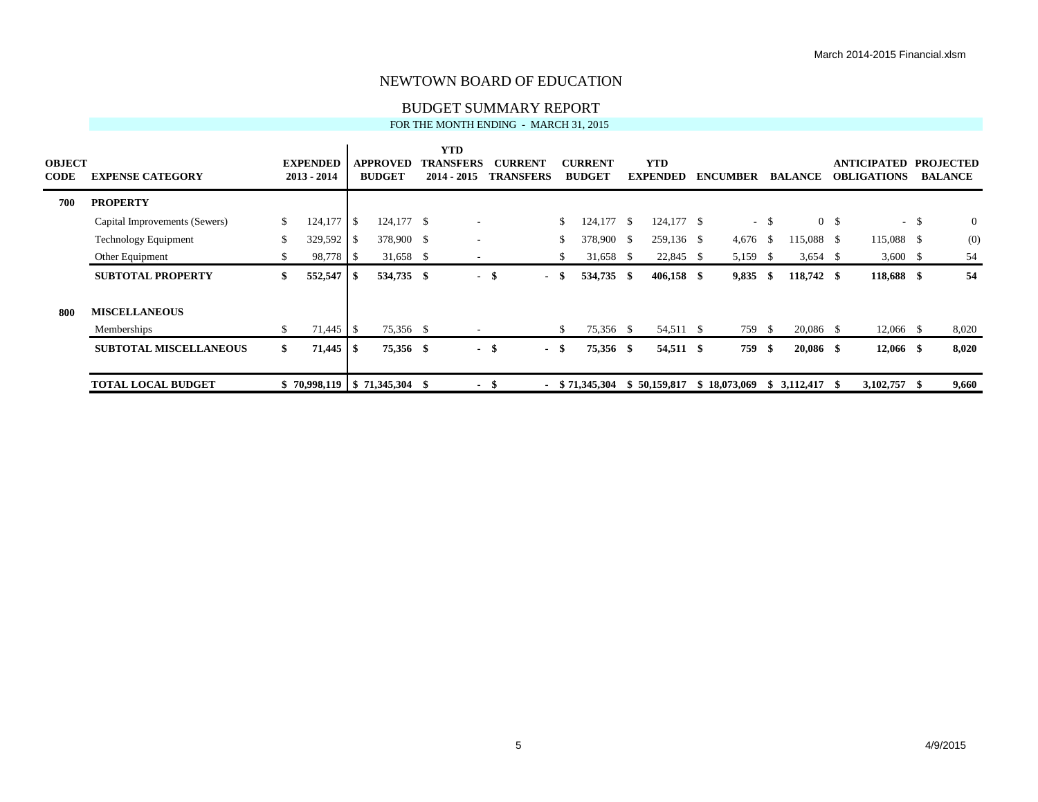March 2014-2015 Financial.xlsm

# NEWTOWN BOARD OF EDUCATION

## BUDGET SUMMARY REPORT

FOR THE MONTH ENDING - MARCH 31, 2015

| OBJECT CODE | EXPENSE CATEGORY | EXPENDED 2013 - 2014 | APPROVED BUDGET | YTD TRANSFERS 2014 - 2015 | CURRENT TRANSFERS | CURRENT BUDGET | YTD EXPENDED | ENCUMBER | BALANCE | ANTICIPATED OBLIGATIONS | PROJECTED BALANCE |
|---|---|---|---|---|---|---|---|---|---|---|---|
| **700** | **PROPERTY** | | | | | | | | | | |
| | Capital Improvements (Sewers) | $ 124,177 | $ 124,177 | $ - | | $ 124,177 | $ 124,177 | $ - | $ 0 | $ - | $ 0 |
| | Technology Equipment | $ 329,592 | $ 378,900 | $ - | | $ 378,900 | $ 259,136 | $ 4,676 | $ 115,088 | $ 115,088 | $ (0) |
| | Other Equipment | $ 98,778 | $ 31,658 | $ - | | $ 31,658 | $ 22,845 | $ 5,159 | $ 3,654 | $ 3,600 | $ 54 |
| | **SUBTOTAL PROPERTY** | **$ 552,547** | **$ 534,735** | **$ -** | **$ -** | **$ 534,735** | **$ 406,158** | **$ 9,835** | **$ 118,742** | **$ 118,688** | **$ 54** |
| **800** | **MISCELLANEOUS** | | | | | | | | | | |
| | Memberships | $ 71,445 | $ 75,356 | $ - | | $ 75,356 | $ 54,511 | $ 759 | $ 20,086 | $ 12,066 | $ 8,020 |
| | **SUBTOTAL MISCELLANEOUS** | **$ 71,445** | **$ 75,356** | **$ -** | **$ -** | **$ 75,356** | **$ 54,511** | **$ 759** | **$ 20,086** | **$ 12,066** | **$ 8,020** |
| | **TOTAL LOCAL BUDGET** | **$ 70,998,119** | **$ 71,345,304** | **$ -** | **$ -** | **$ 71,345,304** | **$ 50,159,817** | **$ 18,073,069** | **$ 3,112,417** | **$ 3,102,757** | **$ 9,660** |

4/9/2015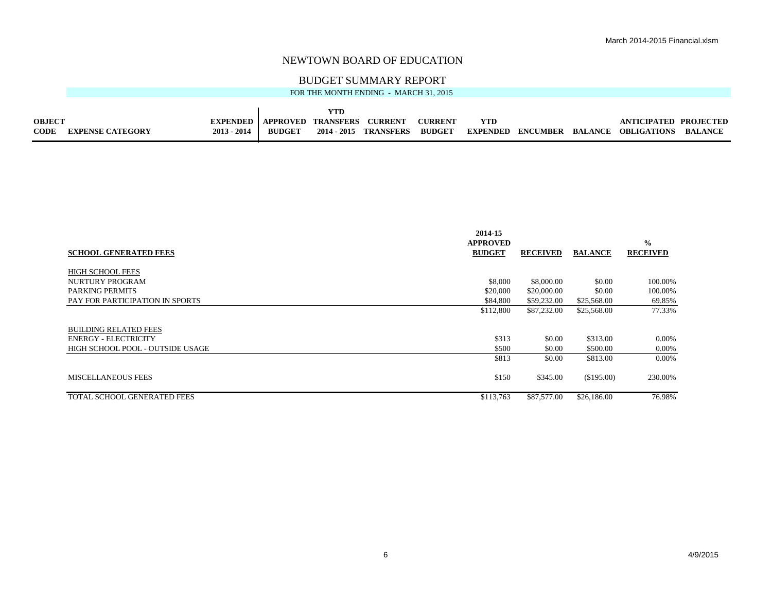# NEWTOWN BOARD OF EDUCATION

## BUDGET SUMMARY REPORT

FOR THE MONTH ENDING - MARCH 31, 2015

| OBJECT CODE | EXPENSE CATEGORY | EXPENDED 2013 - 2014 | APPROVED BUDGET | YTD TRANSFERS 2014 - 2015 | CURRENT TRANSFERS | CURRENT BUDGET | YTD EXPENDED | ENCUMBER | BALANCE | ANTICIPATED OBLIGATIONS | PROJECTED BALANCE |
|---|---|---|---|---|---|---|---|---|---|---|---|

| SCHOOL GENERATED FEES | 2014-15 APPROVED BUDGET | RECEIVED | BALANCE | % RECEIVED |
|---|---|---|---|---|
| HIGH SCHOOL FEES | | | | |
| NURTURY PROGRAM | $8,000 | $8,000.00 | $0.00 | 100.00% |
| PARKING PERMITS | $20,000 | $20,000.00 | $0.00 | 100.00% |
| PAY FOR PARTICIPATION IN SPORTS | $84,800 | $59,232.00 | $25,568.00 | 69.85% |
| | $112,800 | $87,232.00 | $25,568.00 | 77.33% |
| BUILDING RELATED FEES | | | | |
| ENERGY - ELECTRICITY | $313 | $0.00 | $313.00 | 0.00% |
| HIGH SCHOOL POOL - OUTSIDE USAGE | $500 | $0.00 | $500.00 | 0.00% |
| | $813 | $0.00 | $813.00 | 0.00% |
| MISCELLANEOUS FEES | $150 | $345.00 | ($195.00) | 230.00% |
| TOTAL SCHOOL GENERATED FEES | $113,763 | $87,577.00 | $26,186.00 | 76.98% |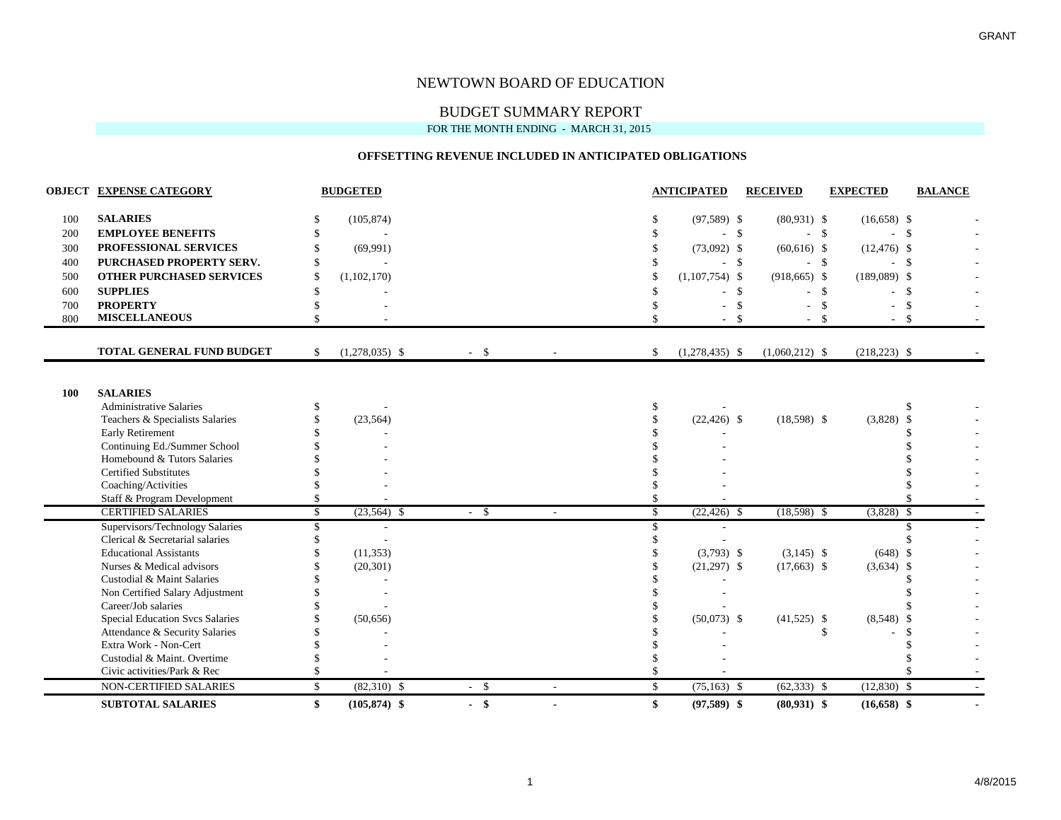GRANT

# NEWTOWN BOARD OF EDUCATION

## BUDGET SUMMARY REPORT

FOR THE MONTH ENDING - MARCH 31, 2015

### OFFSETTING REVENUE INCLUDED IN ANTICIPATED OBLIGATIONS

| OBJECT | EXPENSE CATEGORY | BUDGETED | | | ANTICIPATED | RECEIVED | EXPECTED | BALANCE |
|---|---|---|---|---|---|---|---|---|
| 100 | **SALARIES** | $ (105,874) | | | $ (97,589) | $ (80,931) | $ (16,658) | $ - |
| 200 | **EMPLOYEE BENEFITS** | $ - | | | $ - | $ - | $ - | $ - |
| 300 | **PROFESSIONAL SERVICES** | $ (69,991) | | | $ (73,092) | $ (60,616) | $ (12,476) | $ - |
| 400 | **PURCHASED PROPERTY SERV.** | $ - | | | $ - | $ - | $ - | $ - |
| 500 | **OTHER PURCHASED SERVICES** | $ (1,102,170) | | | $ (1,107,754) | $ (918,665) | $ (189,089) | $ - |
| 600 | **SUPPLIES** | $ - | | | $ - | $ - | $ - | $ - |
| 700 | **PROPERTY** | $ - | | | $ - | $ - | $ - | $ - |
| 800 | **MISCELLANEOUS** | $ - | | | $ - | $ - | $ - | $ - |
| | **TOTAL GENERAL FUND BUDGET** | $ (1,278,035) | $ - | $ - | $ (1,278,435) | $ (1,060,212) | $ (218,223) | $ - |
| | | | | | | | | |
| **100** | **SALARIES** | | | | | | | |
| | Administrative Salaries | $ - | | | $ - | | | $ - |
| | Teachers & Specialists Salaries | $ (23,564) | | | $ (22,426) | $ (18,598) | $ (3,828) | $ - |
| | Early Retirement | $ - | | | $ - | | | $ - |
| | Continuing Ed./Summer School | $ - | | | $ - | | | $ - |
| | Homebound & Tutors Salaries | $ - | | | $ - | | | $ - |
| | Certified Substitutes | $ - | | | $ - | | | $ - |
| | Coaching/Activities | $ - | | | $ - | | | $ - |
| | Staff & Program Development | $ - | | | $ - | | | $ - |
| | CERTIFIED SALARIES | $ (23,564) | $ - | $ - | $ (22,426) | $ (18,598) | $ (3,828) | $ - |
| | Supervisors/Technology Salaries | $ - | | | $ - | | | $ - |
| | Clerical & Secretarial salaries | $ - | | | $ - | | | $ - |
| | Educational Assistants | $ (11,353) | | | $ (3,793) | $ (3,145) | $ (648) | $ - |
| | Nurses & Medical advisors | $ (20,301) | | | $ (21,297) | $ (17,663) | $ (3,634) | $ - |
| | Custodial & Maint Salaries | $ - | | | $ - | | | $ - |
| | Non Certified Salary Adjustment | $ - | | | $ - | | | $ - |
| | Career/Job salaries | $ - | | | $ - | | | $ - |
| | Special Education Svcs Salaries | $ (50,656) | | | $ (50,073) | $ (41,525) | $ (8,548) | $ - |
| | Attendance & Security Salaries | $ - | | | $ - | | $ - | $ - |
| | Extra Work - Non-Cert | $ - | | | $ - | | | $ - |
| | Custodial & Maint. Overtime | $ - | | | $ - | | | $ - |
| | Civic activities/Park & Rec | $ - | | | $ - | | | $ - |
| | NON-CERTIFIED SALARIES | $ (82,310) | $ - | $ - | $ (75,163) | $ (62,333) | $ (12,830) | $ - |
| | **SUBTOTAL SALARIES** | **$ (105,874)** | **$ -** | **$ -** | **$ (97,589)** | **$ (80,931)** | **$ (16,658)** | **$ -** |

4/8/2015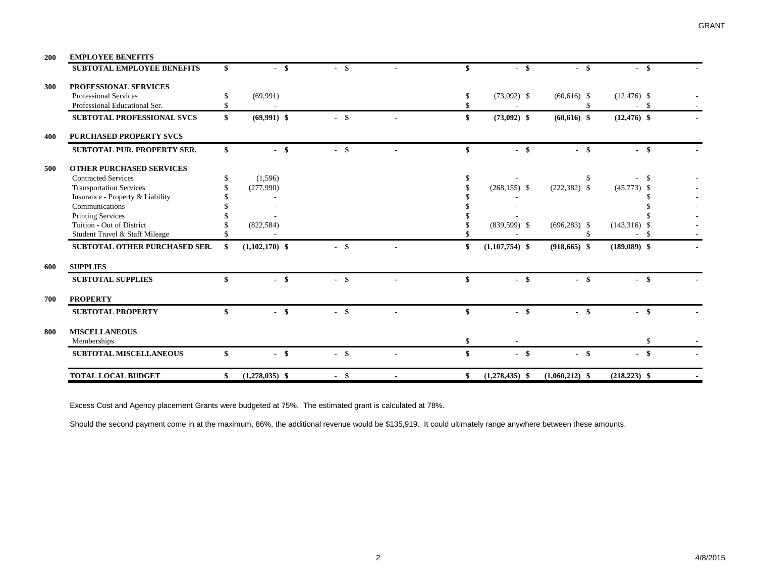| | | | | | | | | |
|---|---|---|---|---|---|---|---|---|
| **200** | **EMPLOYEE BENEFITS** | | | | | | | |
| | **SUBTOTAL EMPLOYEE BENEFITS** | **-** | **-** | **-** | **-** | **-** | **-** | **-** |
| **300** | **PROFESSIONAL SERVICES** | | | | | | | |
| | Professional Services | (69,991) | | | (73,092) | (60,616) | (12,476) | - |
| | Professional Educational Ser. | - | | | - | | - | - |
| | **SUBTOTAL PROFESSIONAL SVCS** | **(69,991)** | **-** | **-** | **(73,092)** | **(60,616)** | **(12,476)** | **-** |
| **400** | **PURCHASED PROPERTY SVCS** | | | | | | | |
| | **SUBTOTAL PUR. PROPERTY SER.** | **-** | **-** | **-** | **-** | **-** | **-** | **-** |
| **500** | **OTHER PURCHASED SERVICES** | | | | | | | |
| | Contracted Services | (1,596) | | | - | | - | - |
| | Transportation Services | (277,990) | | | (268,155) | (222,382) | (45,773) | - |
| | Insurance - Property & Liability | - | | | - | | | - |
| | Communications | - | | | - | | | - |
| | Printing Services | - | | | - | | | - |
| | Tuition - Out of District | (822,584) | | | (839,599) | (696,283) | (143,316) | - |
| | Student Travel & Staff Mileage | - | | | - | | - | - |
| | **SUBTOTAL OTHER PURCHASED SER.** | **(1,102,170)** | **-** | **-** | **(1,107,754)** | **(918,665)** | **(189,089)** | **-** |
| **600** | **SUPPLIES** | | | | | | | |
| | **SUBTOTAL SUPPLIES** | **-** | **-** | **-** | **-** | **-** | **-** | **-** |
| **700** | **PROPERTY** | | | | | | | |
| | **SUBTOTAL PROPERTY** | **-** | **-** | **-** | **-** | **-** | **-** | **-** |
| **800** | **MISCELLANEOUS** | | | | | | | |
| | Memberships | | | | - | | | - |
| | **SUBTOTAL MISCELLANEOUS** | **-** | **-** | **-** | **-** | **-** | **-** | **-** |
| | **TOTAL LOCAL BUDGET** | **(1,278,035)** | **-** | **-** | **(1,278,435)** | **(1,060,212)** | **(218,223)** | **-** |

Excess Cost and Agency placement Grants were budgeted at 75%. The estimated grant is calculated at 78%.

Should the second payment come in at the maximum, 86%, the additional revenue would be $135,919. It could ultimately range anywhere between these amounts.